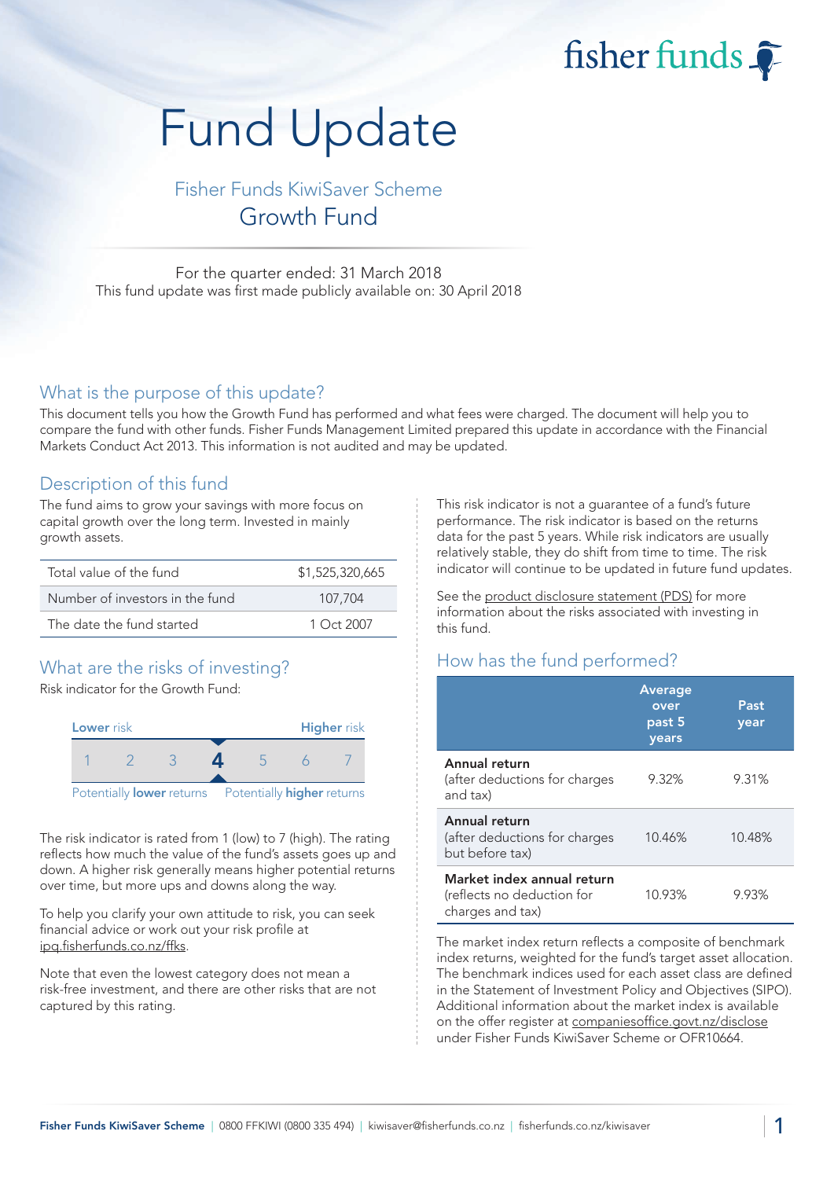fisher funds

# Fund Update

## Fisher Funds KiwiSaver Scheme
## Growth Fund

For the quarter ended: 31 March 2018
This fund update was first made publicly available on: 30 April 2018

## What is the purpose of this update?

This document tells you how the Growth Fund has performed and what fees were charged. The document will help you to compare the fund with other funds. Fisher Funds Management Limited prepared this update in accordance with the Financial Markets Conduct Act 2013. This information is not audited and may be updated.

## Description of this fund

The fund aims to grow your savings with more focus on capital growth over the long term. Invested in mainly growth assets.

| | |
|---|---|
| Total value of the fund | $1,525,320,665 |
| Number of investors in the fund | 107,704 |
| The date the fund started | 1 Oct 2007 |

## What are the risks of investing?

Risk indicator for the Growth Fund:

| Lower risk | | | | | | Higher risk |
|---|---|---|---|---|---|---|
| 1 | 2 | 3 | **4** | 5 | 6 | 7 |

Potentially **lower** returns — Potentially **higher** returns

The risk indicator is rated from 1 (low) to 7 (high). The rating reflects how much the value of the fund's assets goes up and down. A higher risk generally means higher potential returns over time, but more ups and downs along the way.

To help you clarify your own attitude to risk, you can seek financial advice or work out your risk profile at ipq.fisherfunds.co.nz/ffks.

Note that even the lowest category does not mean a risk-free investment, and there are other risks that are not captured by this rating.

This risk indicator is not a guarantee of a fund's future performance. The risk indicator is based on the returns data for the past 5 years. While risk indicators are usually relatively stable, they do shift from time to time. The risk indicator will continue to be updated in future fund updates.

See the product disclosure statement (PDS) for more information about the risks associated with investing in this fund.

## How has the fund performed?

| | Average over past 5 years | Past year |
|---|---|---|
| **Annual return** (after deductions for charges and tax) | 9.32% | 9.31% |
| **Annual return** (after deductions for charges but before tax) | 10.46% | 10.48% |
| **Market index annual return** (reflects no deduction for charges and tax) | 10.93% | 9.93% |

The market index return reflects a composite of benchmark index returns, weighted for the fund's target asset allocation. The benchmark indices used for each asset class are defined in the Statement of Investment Policy and Objectives (SIPO). Additional information about the market index is available on the offer register at companiesoffice.govt.nz/disclose under Fisher Funds KiwiSaver Scheme or OFR10664.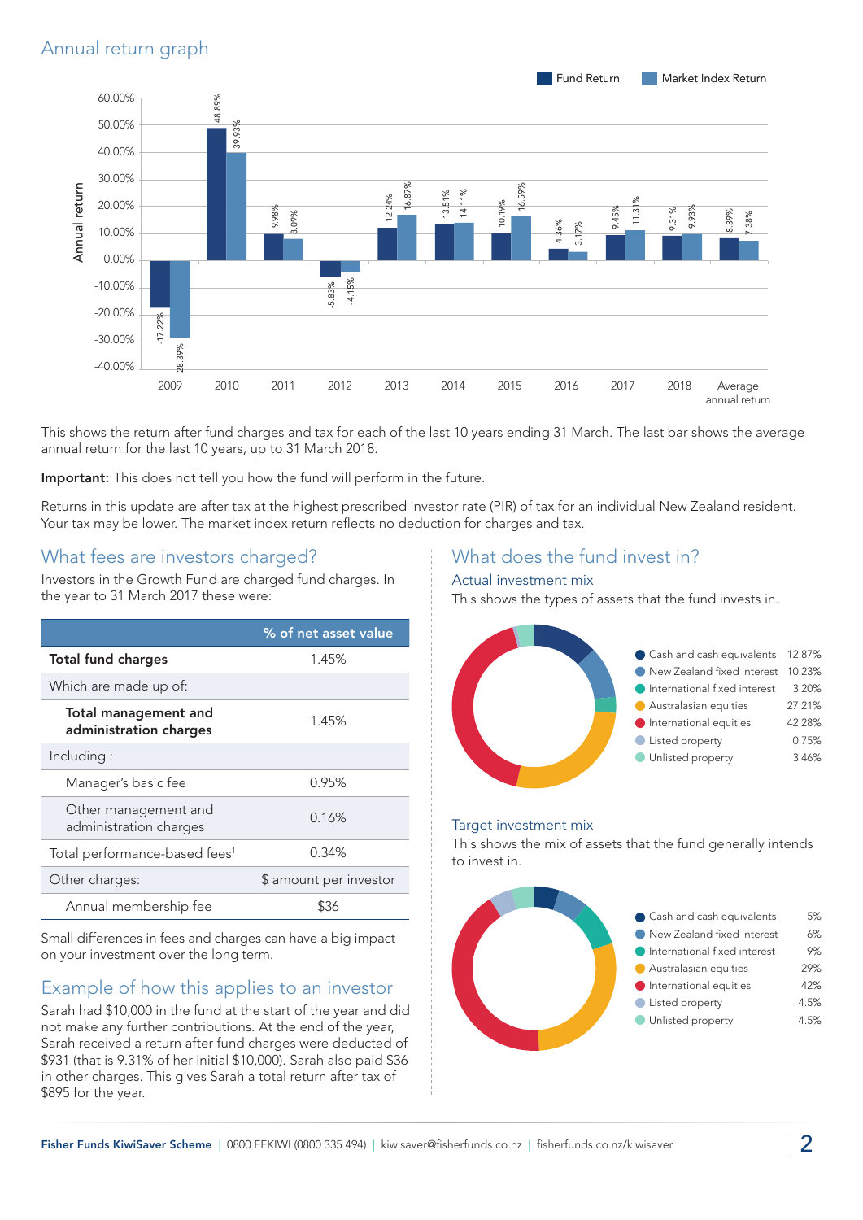## Annual return graph

| Year | Fund Return | Market Index Return |
|---|---|---|
| 2009 | -17.22% | -28.39% |
| 2010 | 48.89% | 39.93% |
| 2011 | 9.98% | 8.09% |
| 2012 | -5.83% | -4.15% |
| 2013 | 12.24% | 16.87% |
| 2014 | 13.51% | 14.11% |
| 2015 | 10.19% | 16.59% |
| 2016 | 4.36% | 3.17% |
| 2017 | 9.45% | 11.31% |
| 2018 | 9.31% | 9.93% |
| Average annual return | 8.39% | 7.38% |

This shows the return after fund charges and tax for each of the last 10 years ending 31 March. The last bar shows the average annual return for the last 10 years, up to 31 March 2018.

**Important:** This does not tell you how the fund will perform in the future.

Returns in this update are after tax at the highest prescribed investor rate (PIR) of tax for an individual New Zealand resident. Your tax may be lower. The market index return reflects no deduction for charges and tax.

## What fees are investors charged?

Investors in the Growth Fund are charged fund charges. In the year to 31 March 2017 these were:

| | % of net asset value |
|---|---|
| **Total fund charges** | 1.45% |
| Which are made up of: | |
| **Total management and administration charges** | 1.45% |
| Including : | |
| Manager's basic fee | 0.95% |
| Other management and administration charges | 0.16% |
| Total performance-based fees[1] | 0.34% |
| Other charges: | $ amount per investor |
| Annual membership fee | $36 |

Small differences in fees and charges can have a big impact on your investment over the long term.

## Example of how this applies to an investor

Sarah had $10,000 in the fund at the start of the year and did not make any further contributions. At the end of the year, Sarah received a return after fund charges were deducted of $931 (that is 9.31% of her initial $10,000). Sarah also paid $36 in other charges. This gives Sarah a total return after tax of $895 for the year.

## What does the fund invest in?

### Actual investment mix

This shows the types of assets that the fund invests in.

| Asset type | % |
|---|---|
| Cash and cash equivalents | 12.87% |
| New Zealand fixed interest | 10.23% |
| International fixed interest | 3.20% |
| Australasian equities | 27.21% |
| International equities | 42.28% |
| Listed property | 0.75% |
| Unlisted property | 3.46% |

### Target investment mix

This shows the mix of assets that the fund generally intends to invest in.

| Asset type | % |
|---|---|
| Cash and cash equivalents | 5% |
| New Zealand fixed interest | 6% |
| International fixed interest | 9% |
| Australasian equities | 29% |
| International equities | 42% |
| Listed property | 4.5% |
| Unlisted property | 4.5% |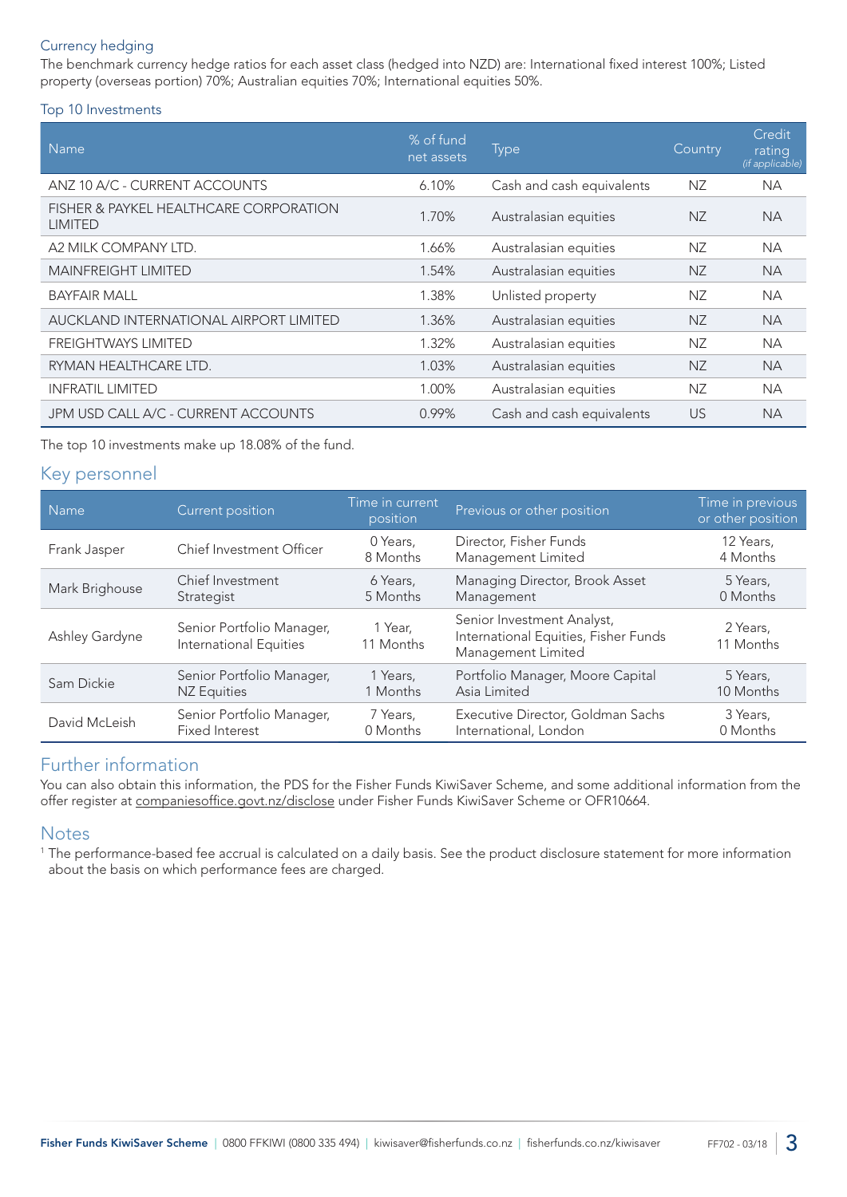### Currency hedging

The benchmark currency hedge ratios for each asset class (hedged into NZD) are: International fixed interest 100%; Listed property (overseas portion) 70%; Australian equities 70%; International equities 50%.

### Top 10 Investments

| Name | % of fund net assets | Type | Country | Credit rating *(if applicable)* |
|---|---|---|---|---|
| ANZ 10 A/C - CURRENT ACCOUNTS | 6.10% | Cash and cash equivalents | NZ | NA |
| FISHER & PAYKEL HEALTHCARE CORPORATION LIMITED | 1.70% | Australasian equities | NZ | NA |
| A2 MILK COMPANY LTD. | 1.66% | Australasian equities | NZ | NA |
| MAINFREIGHT LIMITED | 1.54% | Australasian equities | NZ | NA |
| BAYFAIR MALL | 1.38% | Unlisted property | NZ | NA |
| AUCKLAND INTERNATIONAL AIRPORT LIMITED | 1.36% | Australasian equities | NZ | NA |
| FREIGHTWAYS LIMITED | 1.32% | Australasian equities | NZ | NA |
| RYMAN HEALTHCARE LTD. | 1.03% | Australasian equities | NZ | NA |
| INFRATIL LIMITED | 1.00% | Australasian equities | NZ | NA |
| JPM USD CALL A/C - CURRENT ACCOUNTS | 0.99% | Cash and cash equivalents | US | NA |

The top 10 investments make up 18.08% of the fund.

## Key personnel

| Name | Current position | Time in current position | Previous or other position | Time in previous or other position |
|---|---|---|---|---|
| Frank Jasper | Chief Investment Officer | 0 Years, 8 Months | Director, Fisher Funds Management Limited | 12 Years, 4 Months |
| Mark Brighouse | Chief Investment Strategist | 6 Years, 5 Months | Managing Director, Brook Asset Management | 5 Years, 0 Months |
| Ashley Gardyne | Senior Portfolio Manager, International Equities | 1 Year, 11 Months | Senior Investment Analyst, International Equities, Fisher Funds Management Limited | 2 Years, 11 Months |
| Sam Dickie | Senior Portfolio Manager, NZ Equities | 1 Years, 1 Months | Portfolio Manager, Moore Capital Asia Limited | 5 Years, 10 Months |
| David McLeish | Senior Portfolio Manager, Fixed Interest | 7 Years, 0 Months | Executive Director, Goldman Sachs International, London | 3 Years, 0 Months |

## Further information

You can also obtain this information, the PDS for the Fisher Funds KiwiSaver Scheme, and some additional information from the offer register at companiesoffice.govt.nz/disclose under Fisher Funds KiwiSaver Scheme or OFR10664.

## Notes

[1] The performance-based fee accrual is calculated on a daily basis. See the product disclosure statement for more information about the basis on which performance fees are charged.